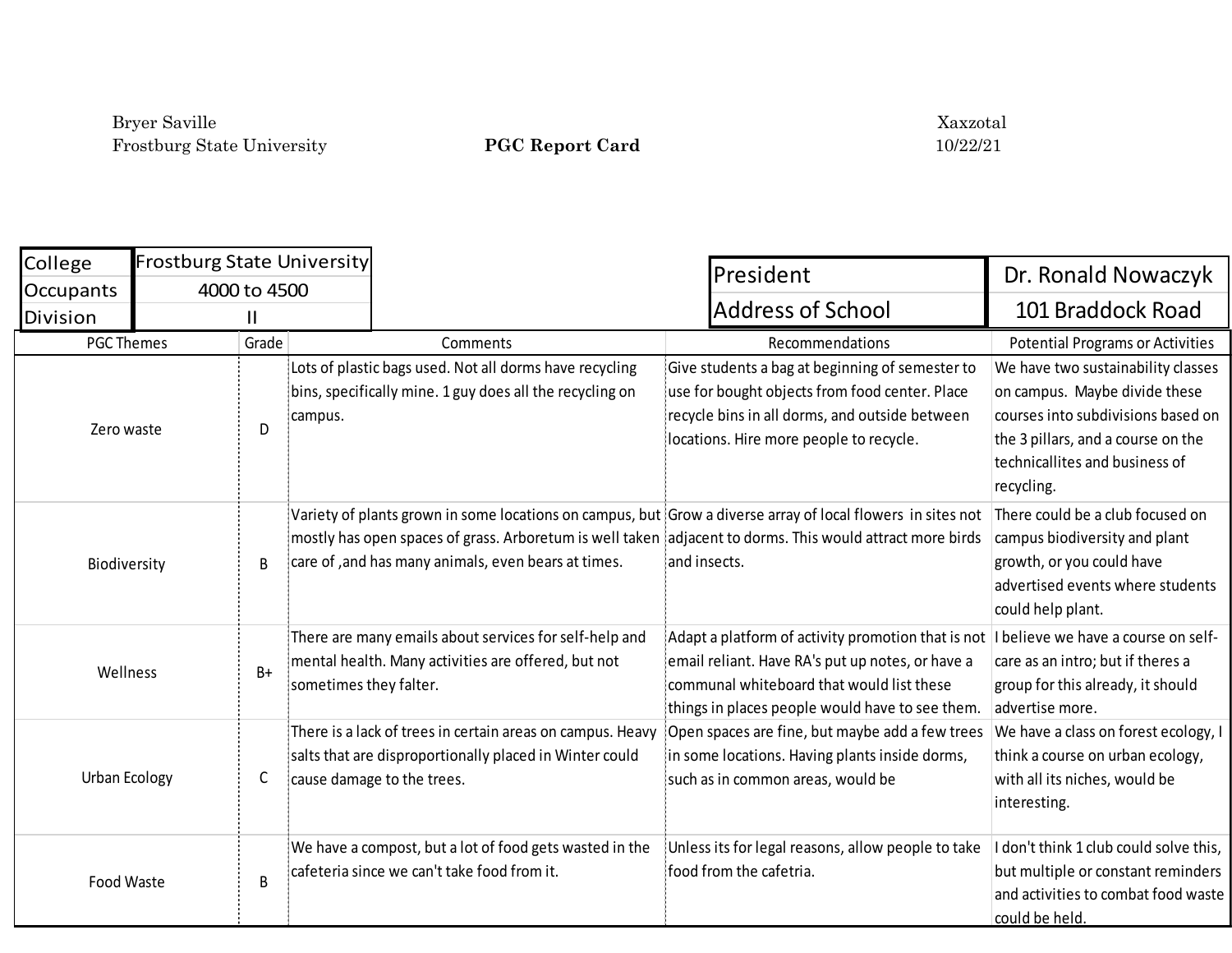Bryer Saville
Frostburg State University

**PGC Report Card**

Xaxzotal
10/22/21

| College | Frostburg State University |
| --- | --- |
| Occupants | 4000 to 4500 |
| Division | II |

| President | Dr. Ronald Nowaczyk |
| --- | --- |
| Address of School | 101 Braddock Road |

| PGC Themes | Grade | Comments | Recommendations | Potential Programs or Activities |
| --- | --- | --- | --- | --- |
| Zero waste | D | Lots of plastic bags used. Not all dorms have recycling bins, specifically mine. 1 guy does all the recycling on campus. | Give students a bag at beginning of semester to use for bought objects from food center. Place recycle bins in all dorms, and outside between locations. Hire more people to recycle. | We have two sustainability classes on campus. Maybe divide these courses into subdivisions based on the 3 pillars, and a course on the technicallites and business of recycling. |
| Biodiversity | B | Variety of plants grown in some locations on campus, but mostly has open spaces of grass. Arboretum is well taken care of ,and has many animals, even bears at times. | Grow a diverse array of local flowers in sites not adjacent to dorms. This would attract more birds and insects. | There could be a club focused on campus biodiversity and plant growth, or you could have advertised events where students could help plant. |
| Wellness | B+ | There are many emails about services for self-help and mental health. Many activities are offered, but not sometimes they falter. | Adapt a platform of activity promotion that is not email reliant. Have RA's put up notes, or have a communal whiteboard that would list these things in places people would have to see them. | I believe we have a course on self-care as an intro; but if theres a group for this already, it should advertise more. |
| Urban Ecology | C | There is a lack of trees in certain areas on campus. Heavy salts that are disproportionally placed in Winter could cause damage to the trees. | Open spaces are fine, but maybe add a few trees in some locations. Having plants inside dorms, such as in common areas, would be | We have a class on forest ecology, I think a course on urban ecology, with all its niches, would be interesting. |
| Food Waste | B | We have a compost, but a lot of food gets wasted in the cafeteria since we can't take food from it. | Unless its for legal reasons, allow people to take food from the cafetria. | I don't think 1 club could solve this, but multiple or constant reminders and activities to combat food waste could be held. |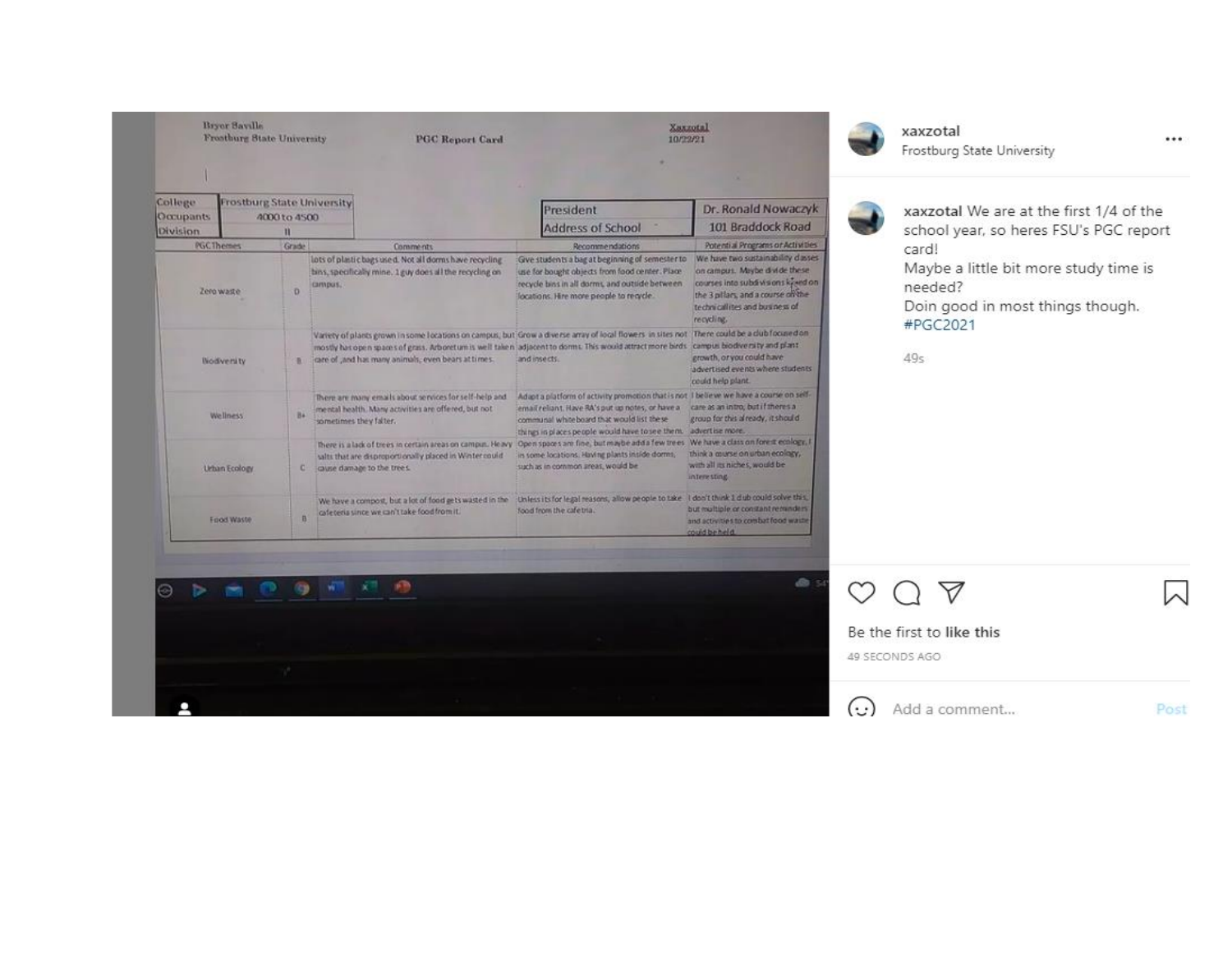Bryor Saville
Frostburg State University

PGC Report Card

Xaxzotal
10/22/21

| College | Frostburg State University |
|---|---|
| Occupants | 4000 to 4500 |
| Division | II |

| President | Dr. Ronald Nowaczyk |
|---|---|
| Address of School | 101 Braddock Road |

| PGC Themes | Grade | Comments | Recommendations | Potential Programs or Activities |
|---|---|---|---|---|
| Zero waste | D | lots of plastic bags used. Not all dorms have recycling bins, specifically mine. 1 guy does all the recycling on campus. | Give students a bag at beginning of semester to use for bought objects from food center. Place recycle bins in all dorms, and outside between locations. Hire more people to recycle. | We have two sustainability classes on campus. Maybe divide these courses into subdivisions based on the 3 pillars, and a course on the technicalities and business of recycling. |
| Biodiversity | B | Variety of plants grown in some locations on campus, but mostly has open spaces of grass. Arboretum is well taken care of, and has many animals, even bears at times. | Grow a diverse array of local flowers in sites not adjacent to dorms. This would attract more birds and insects. | There could be a club focused on campus biodiversity and plant growth, or you could have advertised events where students could help plant. |
| Wellness | B+ | There are many emails about services for self-help and mental health. Many activities are offered, but not sometimes they falter. | Adapt a platform of activity promotion that is not email reliant. Have RA's put up notes, or have a communal whiteboard that would list these things in places people would have to see them. | I believe we have a course on self-care as an intro, but if there's a group for this already, it should advertise more. |
| Urban Ecology | C | There is a lack of trees in certain areas on campus. Heavy salts that are disproportionally placed in Winter could cause damage to the trees. | Open spaces are fine, but maybe add a few trees in some locations. Having plants inside dorms, such as in common areas, would be | We have a class on forest ecology, I think a course on urban ecology, with all its niches, would be interesting. |
| Food Waste | B | We have a compost, but a lot of food gets wasted in the cafeteria since we can't take food from it. | Unless its for legal reasons, allow people to take food from the cafetria. | I don't think 1 club could solve this, but multiple or constant reminders and activities to combat food waste could be held. |

xaxzotal
Frostburg State University

xaxzotal We are at the first 1/4 of the school year, so heres FSU's PGC report card!
Maybe a little bit more study time is needed?
Doin good in most things though.
#PGC2021

49s

Be the first to like this

49 SECONDS AGO

Add a comment...

Post